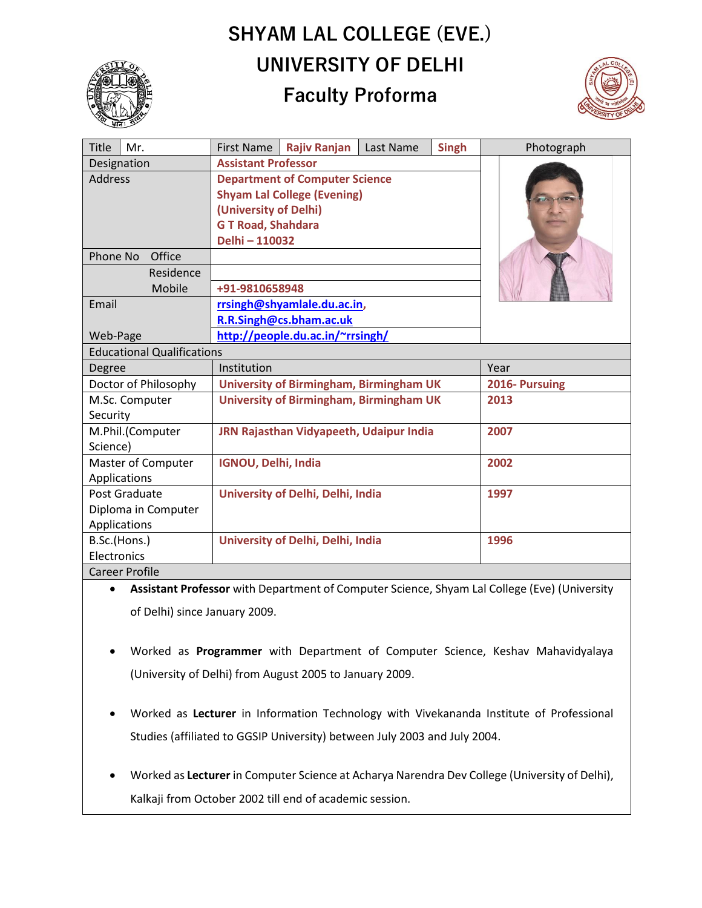# SHYAM LAL COLLEGE (EVE.)

# UNIVERSITY OF DELHI

## Faculty Proforma

| Title | Mr. | First Name | Rajiv Ranjan | Last Name | Singh | Photograph |
|---|---|---|---|---|---|---|
| Designation | | Assistant Professor | | | | |
| Address | | Department of Computer Science<br>Shyam Lal College (Evening)<br>(University of Delhi)<br>G T Road, Shahdara<br>Delhi – 110032 | | | | |
| Phone No | Office | | | | | |
| | Residence | | | | | |
| | Mobile | +91-9810658948 | | | | |
| Email | | rrsingh@shyamlale.du.ac.in,<br>R.R.Singh@cs.bham.ac.uk | | | | |
| Web-Page | | http://people.du.ac.in/~rrsingh/ | | | | |

**Educational Qualifications**

| Degree | Institution | Year |
|---|---|---|
| Doctor of Philosophy | University of Birmingham, Birmingham UK | 2016- Pursuing |
| M.Sc. Computer Security | University of Birmingham, Birmingham UK | 2013 |
| M.Phil.(Computer Science) | JRN Rajasthan Vidyapeeth, Udaipur India | 2007 |
| Master of Computer Applications | IGNOU, Delhi, India | 2002 |
| Post Graduate Diploma in Computer Applications | University of Delhi, Delhi, India | 1997 |
| B.Sc.(Hons.) Electronics | University of Delhi, Delhi, India | 1996 |

**Career Profile**

- **Assistant Professor** with Department of Computer Science, Shyam Lal College (Eve) (University of Delhi) since January 2009.
- Worked as **Programmer** with Department of Computer Science, Keshav Mahavidyalaya (University of Delhi) from August 2005 to January 2009.
- Worked as **Lecturer** in Information Technology with Vivekananda Institute of Professional Studies (affiliated to GGSIP University) between July 2003 and July 2004.
- Worked as **Lecturer** in Computer Science at Acharya Narendra Dev College (University of Delhi), Kalkaji from October 2002 till end of academic session.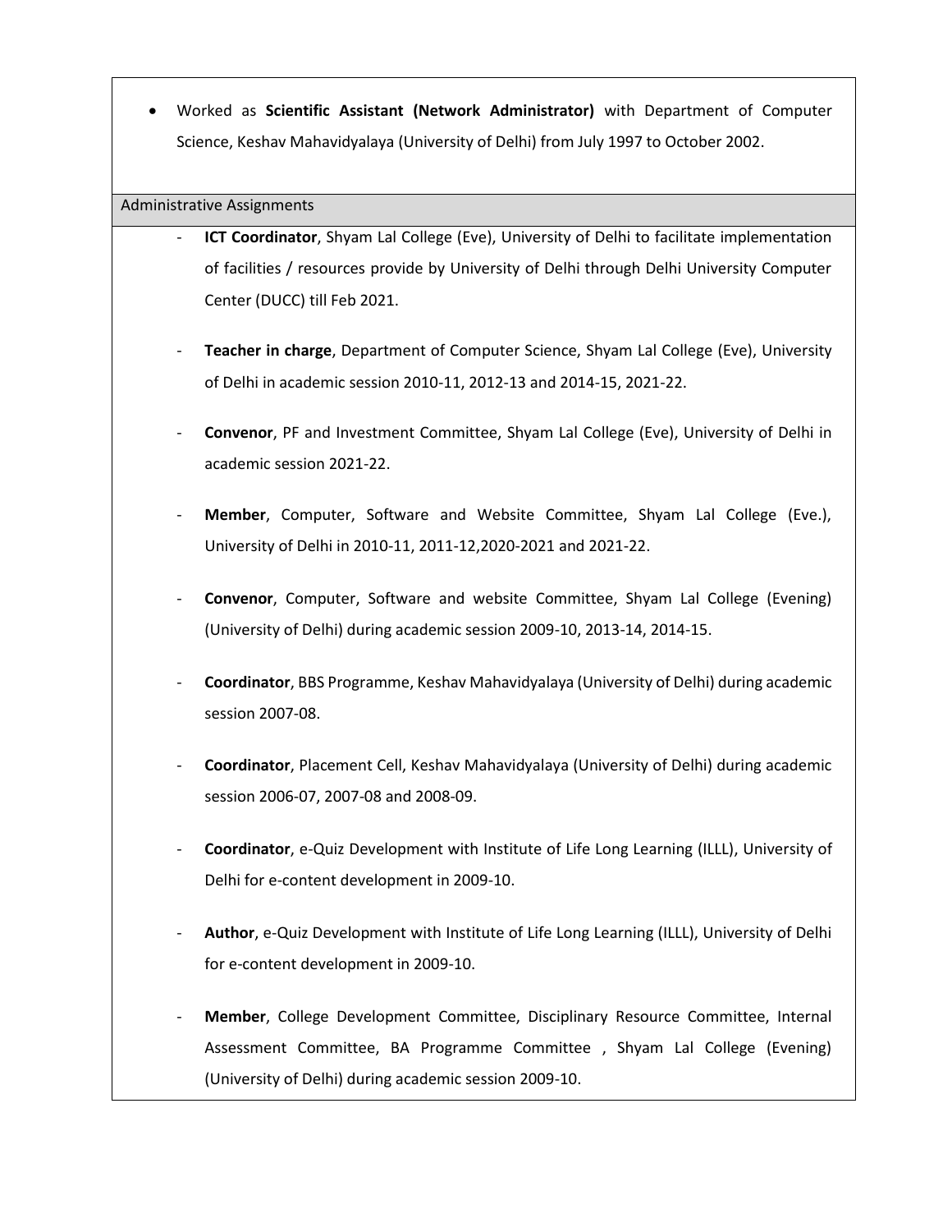- Worked as **Scientific Assistant (Network Administrator)** with Department of Computer Science, Keshav Mahavidyalaya (University of Delhi) from July 1997 to October 2002.

## Administrative Assignments

- **ICT Coordinator**, Shyam Lal College (Eve), University of Delhi to facilitate implementation of facilities / resources provide by University of Delhi through Delhi University Computer Center (DUCC) till Feb 2021.

- **Teacher in charge**, Department of Computer Science, Shyam Lal College (Eve), University of Delhi in academic session 2010-11, 2012-13 and 2014-15, 2021-22.

- **Convenor**, PF and Investment Committee, Shyam Lal College (Eve), University of Delhi in academic session 2021-22.

- **Member**, Computer, Software and Website Committee, Shyam Lal College (Eve.), University of Delhi in 2010-11, 2011-12,2020-2021 and 2021-22.

- **Convenor**, Computer, Software and website Committee, Shyam Lal College (Evening) (University of Delhi) during academic session 2009-10, 2013-14, 2014-15.

- **Coordinator**, BBS Programme, Keshav Mahavidyalaya (University of Delhi) during academic session 2007-08.

- **Coordinator**, Placement Cell, Keshav Mahavidyalaya (University of Delhi) during academic session 2006-07, 2007-08 and 2008-09.

- **Coordinator**, e-Quiz Development with Institute of Life Long Learning (ILLL), University of Delhi for e-content development in 2009-10.

- **Author**, e-Quiz Development with Institute of Life Long Learning (ILLL), University of Delhi for e-content development in 2009-10.

- **Member**, College Development Committee, Disciplinary Resource Committee, Internal Assessment Committee, BA Programme Committee , Shyam Lal College (Evening) (University of Delhi) during academic session 2009-10.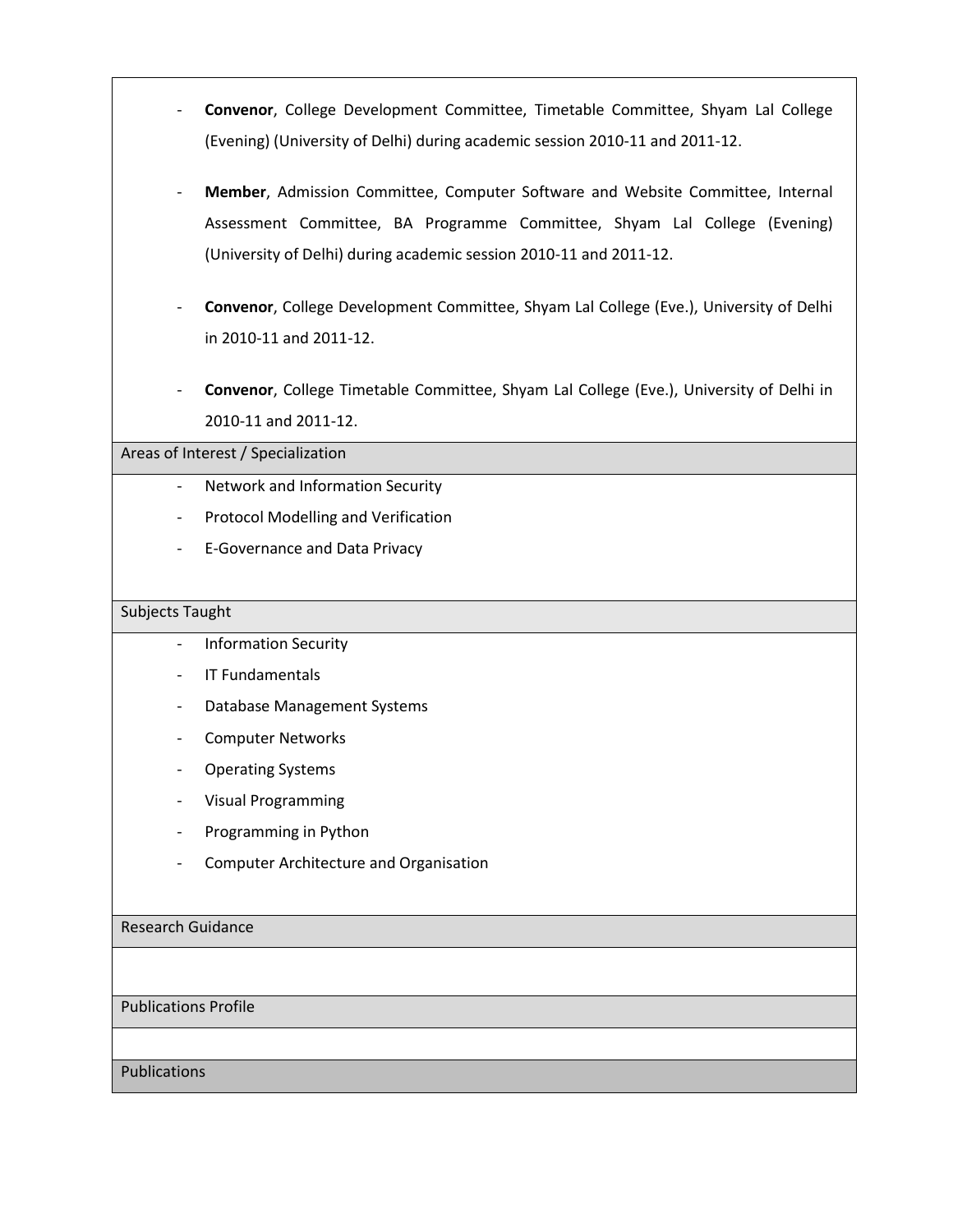- **Convenor**, College Development Committee, Timetable Committee, Shyam Lal College (Evening) (University of Delhi) during academic session 2010-11 and 2011-12.

- **Member**, Admission Committee, Computer Software and Website Committee, Internal Assessment Committee, BA Programme Committee, Shyam Lal College (Evening) (University of Delhi) during academic session 2010-11 and 2011-12.

- **Convenor**, College Development Committee, Shyam Lal College (Eve.), University of Delhi in 2010-11 and 2011-12.

- **Convenor**, College Timetable Committee, Shyam Lal College (Eve.), University of Delhi in 2010-11 and 2011-12.

## Areas of Interest / Specialization

- Network and Information Security
- Protocol Modelling and Verification
- E-Governance and Data Privacy

## Subjects Taught

- Information Security
- IT Fundamentals
- Database Management Systems
- Computer Networks
- Operating Systems
- Visual Programming
- Programming in Python
- Computer Architecture and Organisation

## Research Guidance

## Publications Profile

## Publications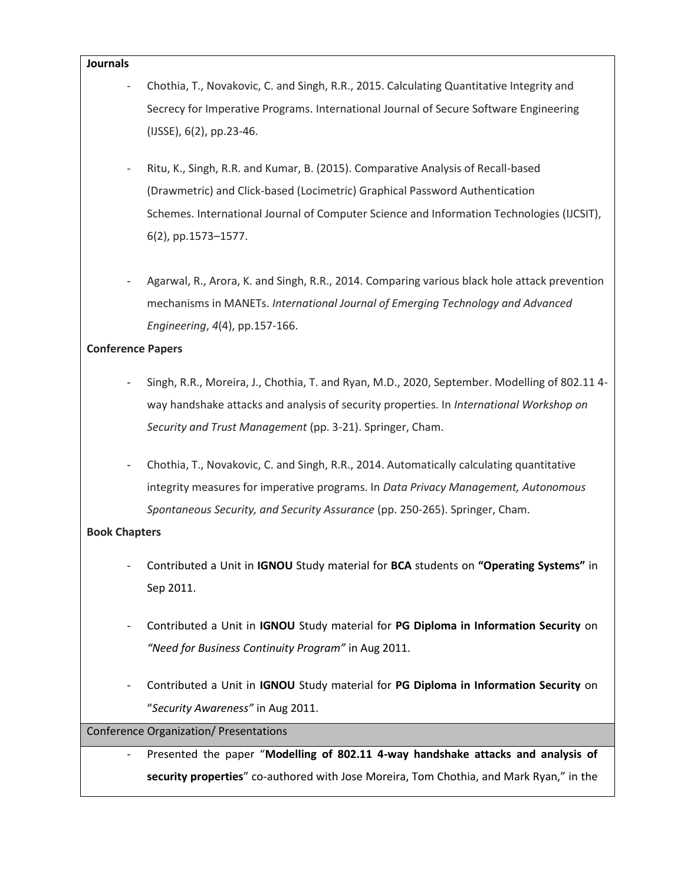**Journals**

- Chothia, T., Novakovic, C. and Singh, R.R., 2015. Calculating Quantitative Integrity and Secrecy for Imperative Programs. International Journal of Secure Software Engineering (IJSSE), 6(2), pp.23-46.

- Ritu, K., Singh, R.R. and Kumar, B. (2015). Comparative Analysis of Recall-based (Drawmetric) and Click-based (Locimetric) Graphical Password Authentication Schemes. International Journal of Computer Science and Information Technologies (IJCSIT), 6(2), pp.1573–1577.

- Agarwal, R., Arora, K. and Singh, R.R., 2014. Comparing various black hole attack prevention mechanisms in MANETs. *International Journal of Emerging Technology and Advanced Engineering*, *4*(4), pp.157-166.

**Conference Papers**

- Singh, R.R., Moreira, J., Chothia, T. and Ryan, M.D., 2020, September. Modelling of 802.11 4-way handshake attacks and analysis of security properties. In *International Workshop on Security and Trust Management* (pp. 3-21). Springer, Cham.

- Chothia, T., Novakovic, C. and Singh, R.R., 2014. Automatically calculating quantitative integrity measures for imperative programs. In *Data Privacy Management, Autonomous Spontaneous Security, and Security Assurance* (pp. 250-265). Springer, Cham.

**Book Chapters**

- Contributed a Unit in **IGNOU** Study material for **BCA** students on **"Operating Systems"** in Sep 2011.

- Contributed a Unit in **IGNOU** Study material for **PG Diploma in Information Security** on *"Need for Business Continuity Program"* in Aug 2011.

- Contributed a Unit in **IGNOU** Study material for **PG Diploma in Information Security** on "*Security Awareness"* in Aug 2011.

Conference Organization/ Presentations

- Presented the paper "**Modelling of 802.11 4-way handshake attacks and analysis of security properties**" co-authored with Jose Moreira, Tom Chothia, and Mark Ryan," in the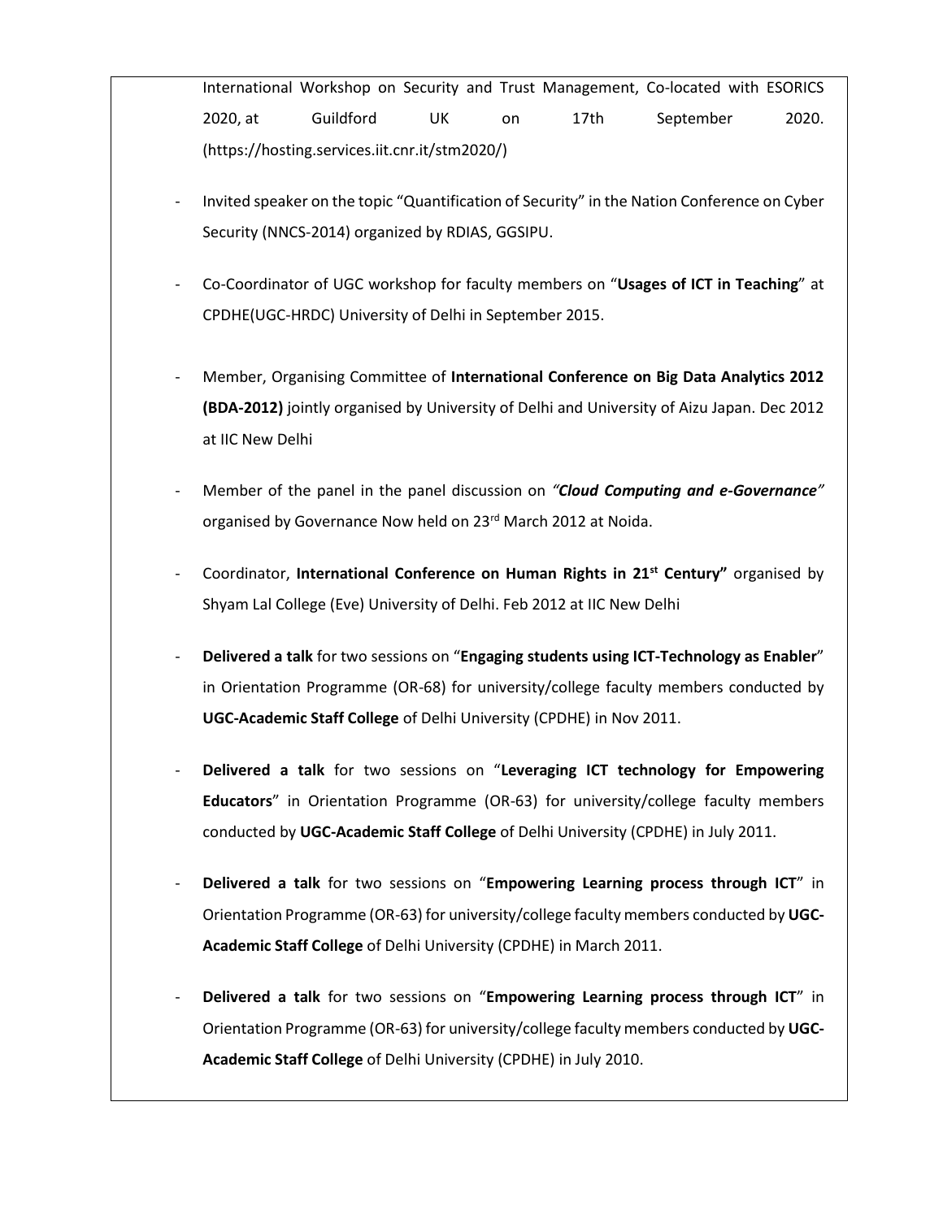International Workshop on Security and Trust Management, Co-located with ESORICS 2020, at Guildford UK on 17th September 2020. (https://hosting.services.iit.cnr.it/stm2020/)

- Invited speaker on the topic "Quantification of Security" in the Nation Conference on Cyber Security (NNCS-2014) organized by RDIAS, GGSIPU.

- Co-Coordinator of UGC workshop for faculty members on "**Usages of ICT in Teaching**" at CPDHE(UGC-HRDC) University of Delhi in September 2015.

- Member, Organising Committee of **International Conference on Big Data Analytics 2012 (BDA-2012)** jointly organised by University of Delhi and University of Aizu Japan. Dec 2012 at IIC New Delhi

- Member of the panel in the panel discussion on ***"Cloud Computing and e-Governance"*** organised by Governance Now held on 23rd March 2012 at Noida.

- Coordinator, **International Conference on Human Rights in 21st Century"** organised by Shyam Lal College (Eve) University of Delhi. Feb 2012 at IIC New Delhi

- **Delivered a talk** for two sessions on "**Engaging students using ICT-Technology as Enabler**" in Orientation Programme (OR-68) for university/college faculty members conducted by **UGC-Academic Staff College** of Delhi University (CPDHE) in Nov 2011.

- **Delivered a talk** for two sessions on "**Leveraging ICT technology for Empowering Educators**" in Orientation Programme (OR-63) for university/college faculty members conducted by **UGC-Academic Staff College** of Delhi University (CPDHE) in July 2011.

- **Delivered a talk** for two sessions on "**Empowering Learning process through ICT**" in Orientation Programme (OR-63) for university/college faculty members conducted by **UGC-Academic Staff College** of Delhi University (CPDHE) in March 2011.

- **Delivered a talk** for two sessions on "**Empowering Learning process through ICT**" in Orientation Programme (OR-63) for university/college faculty members conducted by **UGC-Academic Staff College** of Delhi University (CPDHE) in July 2010.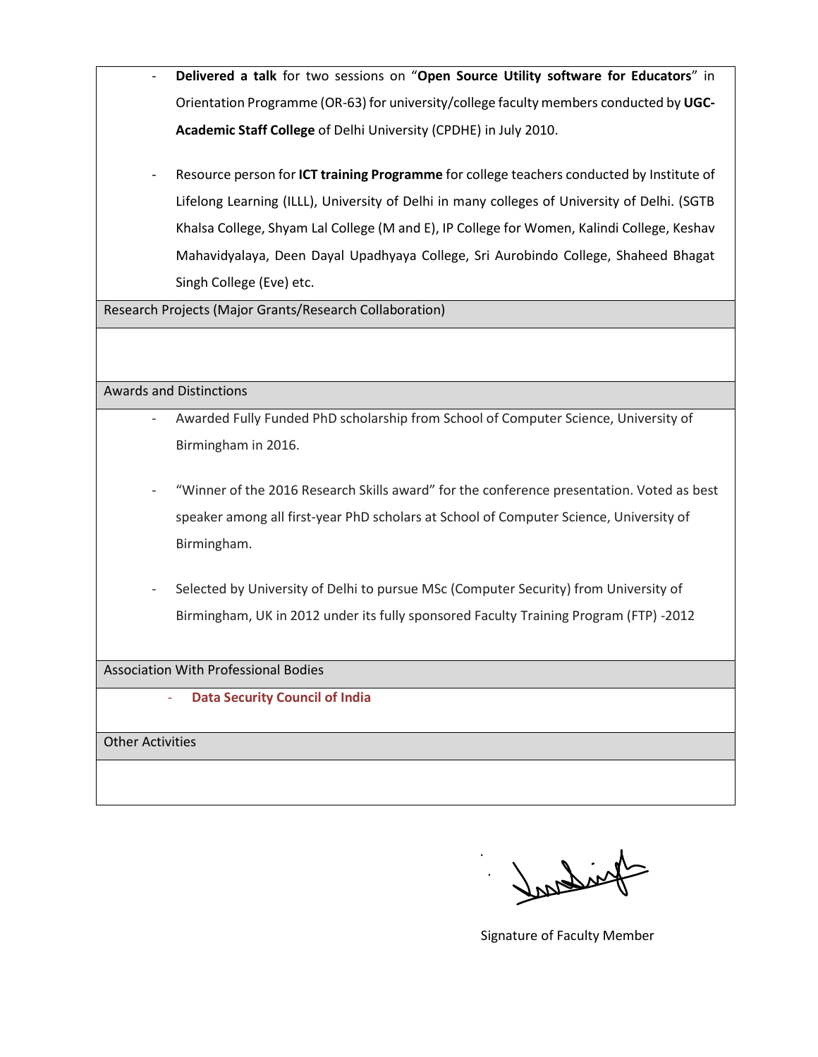- **Delivered a talk** for two sessions on "**Open Source Utility software for Educators**" in Orientation Programme (OR-63) for university/college faculty members conducted by **UGC-Academic Staff College** of Delhi University (CPDHE) in July 2010.

- Resource person for **ICT training Programme** for college teachers conducted by Institute of Lifelong Learning (ILLL), University of Delhi in many colleges of University of Delhi. (SGTB Khalsa College, Shyam Lal College (M and E), IP College for Women, Kalindi College, Keshav Mahavidyalaya, Deen Dayal Upadhyaya College, Sri Aurobindo College, Shaheed Bhagat Singh College (Eve) etc.

## Research Projects (Major Grants/Research Collaboration)

## Awards and Distinctions

- Awarded Fully Funded PhD scholarship from School of Computer Science, University of Birmingham in 2016.

- "Winner of the 2016 Research Skills award" for the conference presentation. Voted as best speaker among all first-year PhD scholars at School of Computer Science, University of Birmingham.

- Selected by University of Delhi to pursue MSc (Computer Security) from University of Birmingham, UK in 2012 under its fully sponsored Faculty Training Program (FTP) -2012

## Association With Professional Bodies

- **Data Security Council of India**

## Other Activities

Signature of Faculty Member